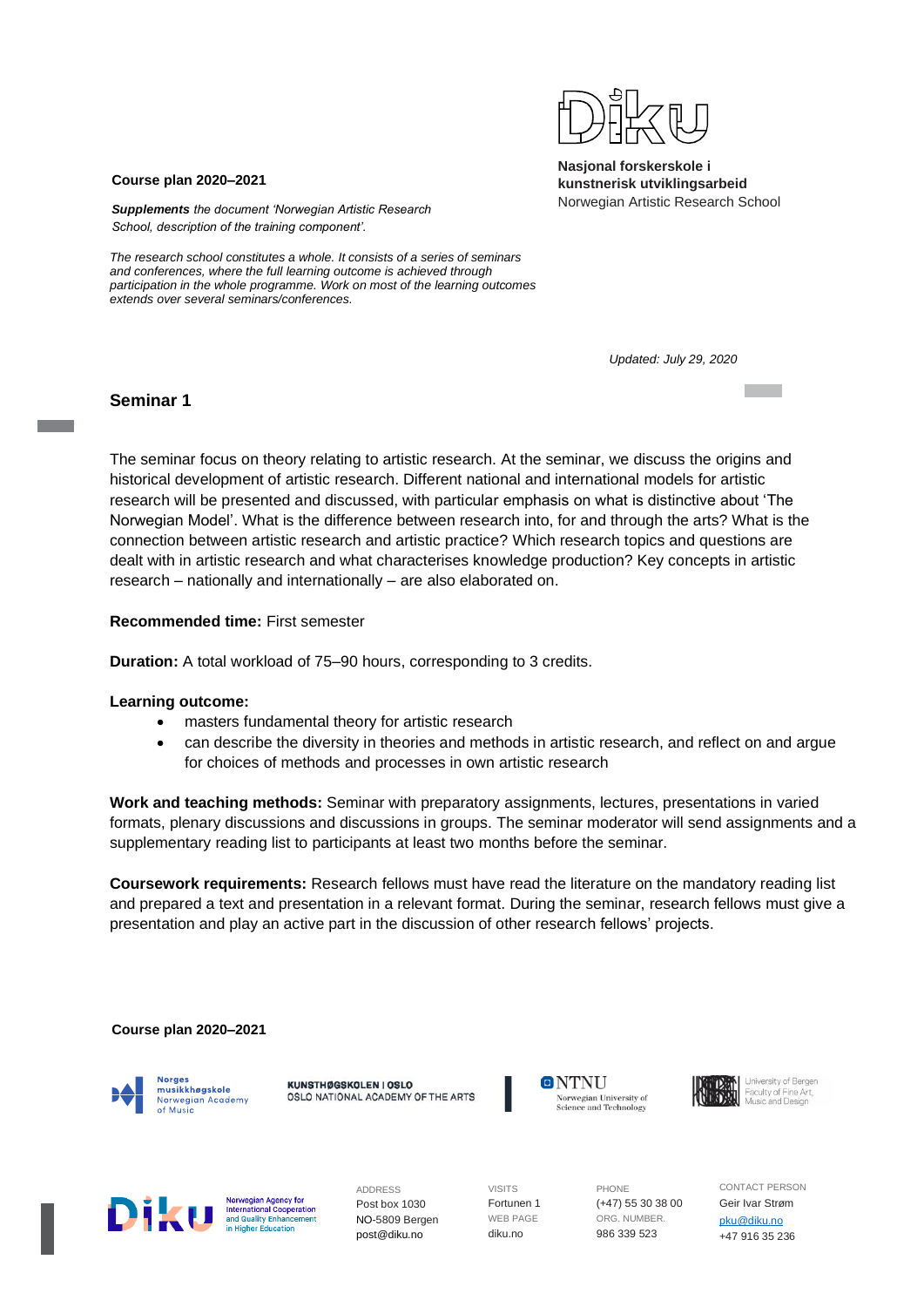**Nasjonal forskerskole i kunstnerisk utviklingsarbeid**
Norwegian Artistic Research School

**Course plan 2020–2021**

***Supplements*** *the document 'Norwegian Artistic Research School, description of the training component'.*

*The research school constitutes a whole. It consists of a series of seminars and conferences, where the full learning outcome is achieved through participation in the whole programme. Work on most of the learning outcomes extends over several seminars/conferences.*

*Updated: July 29, 2020*

## Seminar 1

The seminar focus on theory relating to artistic research. At the seminar, we discuss the origins and historical development of artistic research. Different national and international models for artistic research will be presented and discussed, with particular emphasis on what is distinctive about 'The Norwegian Model'. What is the difference between research into, for and through the arts? What is the connection between artistic research and artistic practice? Which research topics and questions are dealt with in artistic research and what characterises knowledge production? Key concepts in artistic research – nationally and internationally – are also elaborated on.

**Recommended time:** First semester

**Duration:** A total workload of 75–90 hours, corresponding to 3 credits.

**Learning outcome:**

- masters fundamental theory for artistic research
- can describe the diversity in theories and methods in artistic research, and reflect on and argue for choices of methods and processes in own artistic research

**Work and teaching methods:** Seminar with preparatory assignments, lectures, presentations in varied formats, plenary discussions and discussions in groups. The seminar moderator will send assignments and a supplementary reading list to participants at least two months before the seminar.

**Coursework requirements:** Research fellows must have read the literature on the mandatory reading list and prepared a text and presentation in a relevant format. During the seminar, research fellows must give a presentation and play an active part in the discussion of other research fellows' projects.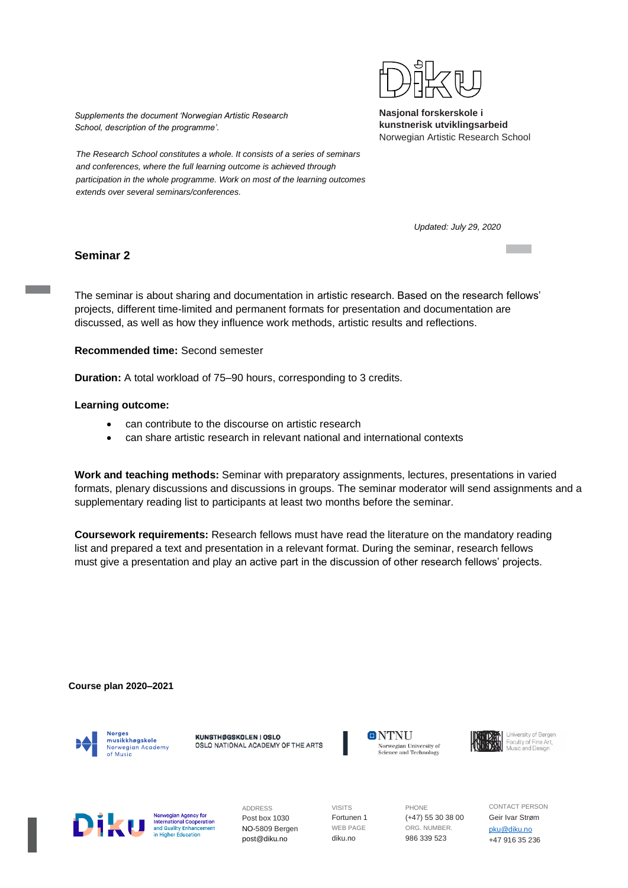*Supplements the document 'Norwegian Artistic Research School, description of the programme'.*

*The Research School constitutes a whole. It consists of a series of seminars and conferences, where the full learning outcome is achieved through participation in the whole programme. Work on most of the learning outcomes extends over several seminars/conferences.*

**Nasjonal forskerskole i kunstnerisk utviklingsarbeid**
Norwegian Artistic Research School

*Updated: July 29, 2020*

## Seminar 2

The seminar is about sharing and documentation in artistic research. Based on the research fellows' projects, different time-limited and permanent formats for presentation and documentation are discussed, as well as how they influence work methods, artistic results and reflections.

**Recommended time:** Second semester

**Duration:** A total workload of 75–90 hours, corresponding to 3 credits.

**Learning outcome:**

- can contribute to the discourse on artistic research
- can share artistic research in relevant national and international contexts

**Work and teaching methods:** Seminar with preparatory assignments, lectures, presentations in varied formats, plenary discussions and discussions in groups. The seminar moderator will send assignments and a supplementary reading list to participants at least two months before the seminar.

**Coursework requirements:** Research fellows must have read the literature on the mandatory reading list and prepared a text and presentation in a relevant format. During the seminar, research fellows must give a presentation and play an active part in the discussion of other research fellows' projects.

**Course plan 2020–2021**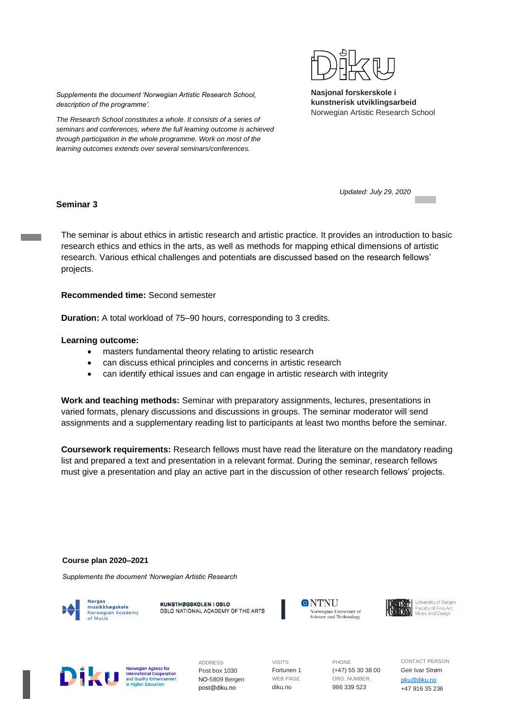*Supplements the document 'Norwegian Artistic Research School, description of the programme'.*

*The Research School constitutes a whole. It consists of a series of seminars and conferences, where the full learning outcome is achieved through participation in the whole programme. Work on most of the learning outcomes extends over several seminars/conferences.*

**Nasjonal forskerskole i kunstnerisk utviklingsarbeid**
Norwegian Artistic Research School

*Updated: July 29, 2020*

## Seminar 3

The seminar is about ethics in artistic research and artistic practice. It provides an introduction to basic research ethics and ethics in the arts, as well as methods for mapping ethical dimensions of artistic research. Various ethical challenges and potentials are discussed based on the research fellows' projects.

**Recommended time:** Second semester

**Duration:** A total workload of 75–90 hours, corresponding to 3 credits.

**Learning outcome:**

- masters fundamental theory relating to artistic research
- can discuss ethical principles and concerns in artistic research
- can identify ethical issues and can engage in artistic research with integrity

**Work and teaching methods:** Seminar with preparatory assignments, lectures, presentations in varied formats, plenary discussions and discussions in groups. The seminar moderator will send assignments and a supplementary reading list to participants at least two months before the seminar.

**Coursework requirements:** Research fellows must have read the literature on the mandatory reading list and prepared a text and presentation in a relevant format. During the seminar, research fellows must give a presentation and play an active part in the discussion of other research fellows' projects.

**Course plan 2020–2021**

*Supplements the document 'Norwegian Artistic Research*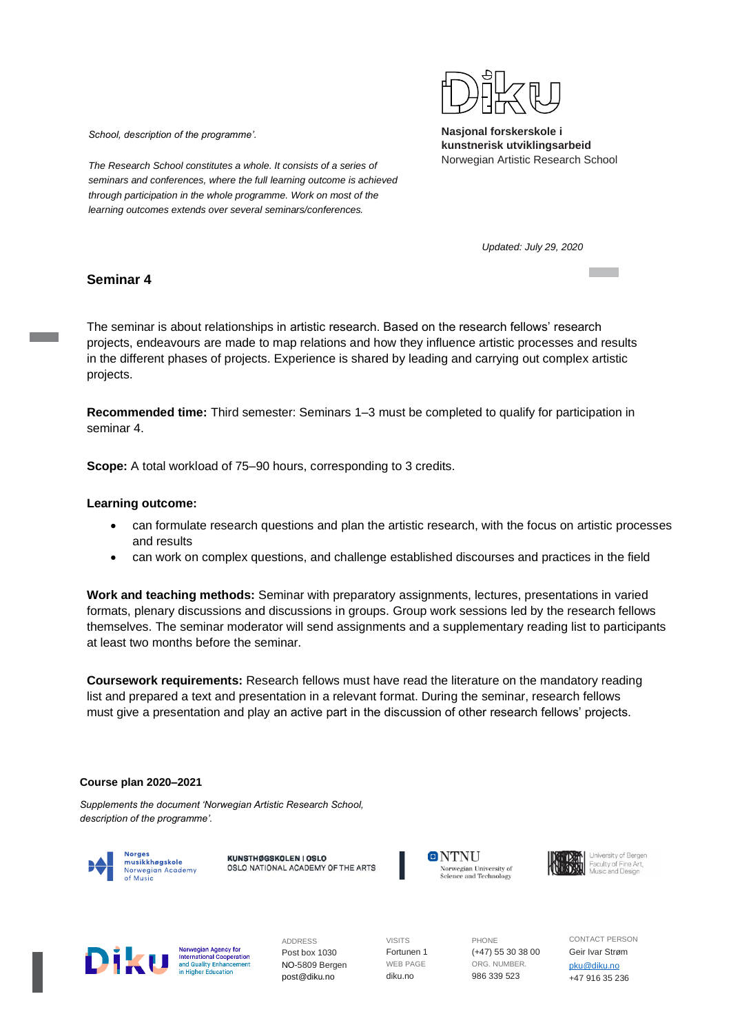## Seminar 4

The seminar is about relationships in artistic research. Based on the research fellows' research projects, endeavours are made to map relations and how they influence artistic processes and results in the different phases of projects. Experience is shared by leading and carrying out complex artistic projects.

**Recommended time:** Third semester: Seminars 1–3 must be completed to qualify for participation in seminar 4.

**Scope:** A total workload of 75–90 hours, corresponding to 3 credits.

**Learning outcome:**

- can formulate research questions and plan the artistic research, with the focus on artistic processes and results
- can work on complex questions, and challenge established discourses and practices in the field

**Work and teaching methods:** Seminar with preparatory assignments, lectures, presentations in varied formats, plenary discussions and discussions in groups. Group work sessions led by the research fellows themselves. The seminar moderator will send assignments and a supplementary reading list to participants at least two months before the seminar.

**Coursework requirements:** Research fellows must have read the literature on the mandatory reading list and prepared a text and presentation in a relevant format. During the seminar, research fellows must give a presentation and play an active part in the discussion of other research fellows' projects.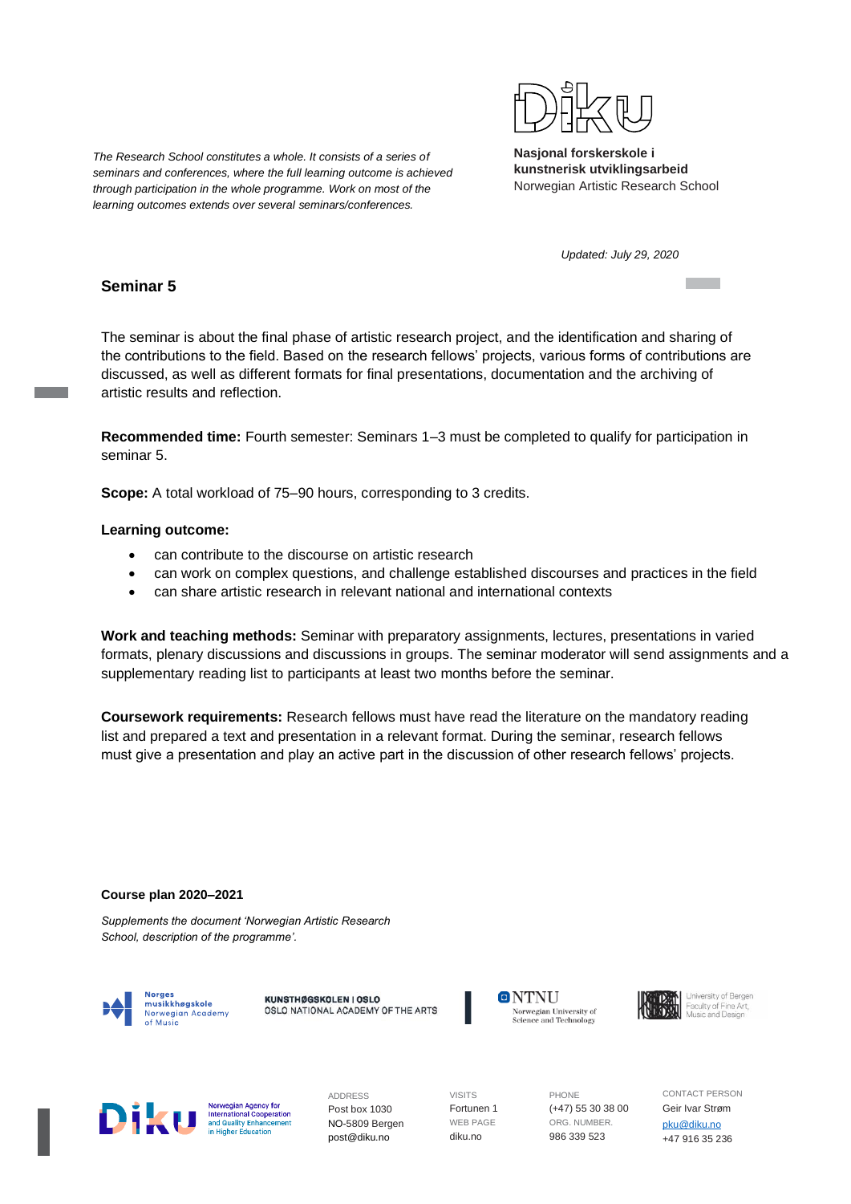*The Research School constitutes a whole. It consists of a series of seminars and conferences, where the full learning outcome is achieved through participation in the whole programme. Work on most of the learning outcomes extends over several seminars/conferences.*

**Nasjonal forskerskole i kunstnerisk utviklingsarbeid**
Norwegian Artistic Research School

*Updated: July 29, 2020*

## Seminar 5

The seminar is about the final phase of artistic research project, and the identification and sharing of the contributions to the field. Based on the research fellows' projects, various forms of contributions are discussed, as well as different formats for final presentations, documentation and the archiving of artistic results and reflection.

**Recommended time:** Fourth semester: Seminars 1–3 must be completed to qualify for participation in seminar 5.

**Scope:** A total workload of 75–90 hours, corresponding to 3 credits.

**Learning outcome:**

- can contribute to the discourse on artistic research
- can work on complex questions, and challenge established discourses and practices in the field
- can share artistic research in relevant national and international contexts

**Work and teaching methods:** Seminar with preparatory assignments, lectures, presentations in varied formats, plenary discussions and discussions in groups. The seminar moderator will send assignments and a supplementary reading list to participants at least two months before the seminar.

**Coursework requirements:** Research fellows must have read the literature on the mandatory reading list and prepared a text and presentation in a relevant format. During the seminar, research fellows must give a presentation and play an active part in the discussion of other research fellows' projects.

**Course plan 2020–2021**

*Supplements the document 'Norwegian Artistic Research School, description of the programme'.*

Norges musikkhøgskole Norwegian Academy of Music | KUNSTHØGSKOLEN I OSLO OSLO NATIONAL ACADEMY OF THE ARTS | NTNU Norwegian University of Science and Technology | University of Bergen Faculty of Fine Art, Music and Design

Norwegian Agency for International Cooperation and Quality Enhancement in Higher Education

ADDRESS
Post box 1030
NO-5809 Bergen
post@diku.no

VISITS
Fortunen 1
WEB PAGE
diku.no

PHONE
(+47) 55 30 38 00
ORG. NUMBER.
986 339 523

CONTACT PERSON
Geir Ivar Strøm
pku@diku.no
+47 916 35 236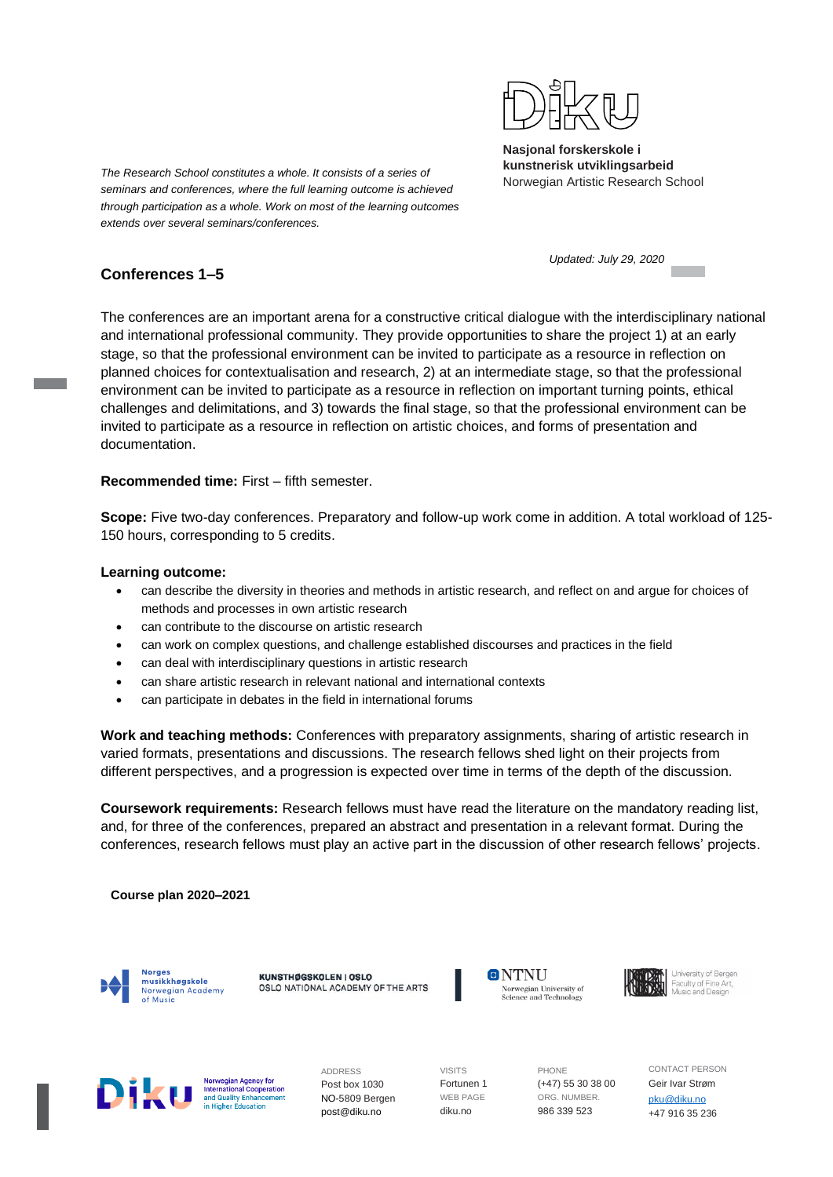*The Research School constitutes a whole. It consists of a series of seminars and conferences, where the full learning outcome is achieved through participation as a whole. Work on most of the learning outcomes extends over several seminars/conferences.*

**Nasjonal forskerskole i kunstnerisk utviklingsarbeid**
Norwegian Artistic Research School

*Updated: July 29, 2020*

## Conferences 1–5

The conferences are an important arena for a constructive critical dialogue with the interdisciplinary national and international professional community. They provide opportunities to share the project 1) at an early stage, so that the professional environment can be invited to participate as a resource in reflection on planned choices for contextualisation and research, 2) at an intermediate stage, so that the professional environment can be invited to participate as a resource in reflection on important turning points, ethical challenges and delimitations, and 3) towards the final stage, so that the professional environment can be invited to participate as a resource in reflection on artistic choices, and forms of presentation and documentation.

**Recommended time:** First – fifth semester.

**Scope:** Five two-day conferences. Preparatory and follow-up work come in addition. A total workload of 125-150 hours, corresponding to 5 credits.

**Learning outcome:**

- can describe the diversity in theories and methods in artistic research, and reflect on and argue for choices of methods and processes in own artistic research
- can contribute to the discourse on artistic research
- can work on complex questions, and challenge established discourses and practices in the field
- can deal with interdisciplinary questions in artistic research
- can share artistic research in relevant national and international contexts
- can participate in debates in the field in international forums

**Work and teaching methods:** Conferences with preparatory assignments, sharing of artistic research in varied formats, presentations and discussions. The research fellows shed light on their projects from different perspectives, and a progression is expected over time in terms of the depth of the discussion.

**Coursework requirements:** Research fellows must have read the literature on the mandatory reading list, and, for three of the conferences, prepared an abstract and presentation in a relevant format. During the conferences, research fellows must play an active part in the discussion of other research fellows' projects.

**Course plan 2020–2021**

Norges musikkhøgskole Norwegian Academy of Music | KUNSTHØGSKOLEN I OSLO OSLO NATIONAL ACADEMY OF THE ARTS | NTNU Norwegian University of Science and Technology | University of Bergen Faculty of Fine Art, Music and Design

Diku Norwegian Agency for International Cooperation and Quality Enhancement in Higher Education

ADDRESS
Post box 1030
NO-5809 Bergen
post@diku.no

VISITS
Fortunen 1
WEB PAGE
diku.no

PHONE
(+47) 55 30 38 00
ORG. NUMBER.
986 339 523

CONTACT PERSON
Geir Ivar Strøm
pku@diku.no
+47 916 35 236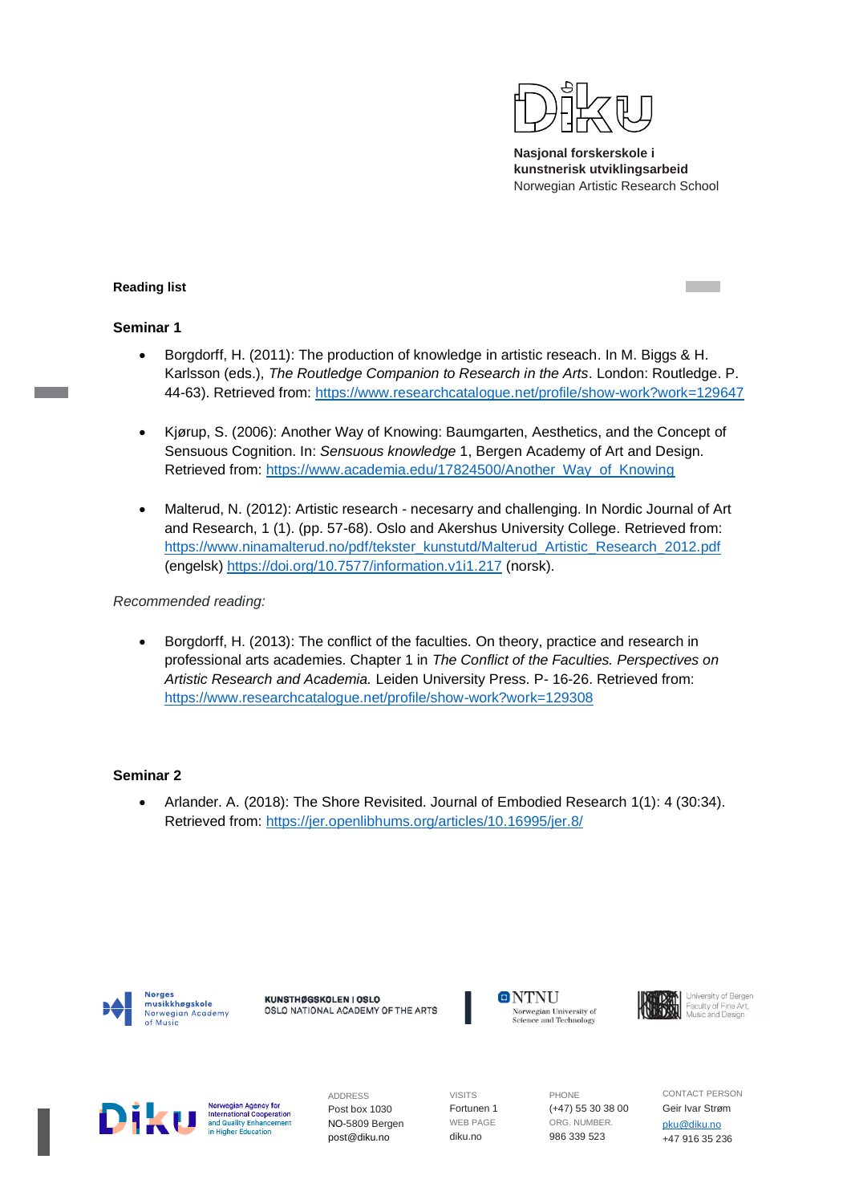**Reading list**

## Seminar 1

- Borgdorff, H. (2011): The production of knowledge in artistic reseach. In M. Biggs & H. Karlsson (eds.), *The Routledge Companion to Research in the Arts*. London: Routledge. P. 44-63). Retrieved from: https://www.researchcatalogue.net/profile/show-work?work=129647

- Kjørup, S. (2006): Another Way of Knowing: Baumgarten, Aesthetics, and the Concept of Sensuous Cognition. In: *Sensuous knowledge* 1, Bergen Academy of Art and Design. Retrieved from: https://www.academia.edu/17824500/Another_Way_of_Knowing

- Malterud, N. (2012): Artistic research - necesarry and challenging. In Nordic Journal of Art and Research, 1 (1). (pp. 57-68). Oslo and Akershus University College. Retrieved from: https://www.ninamalterud.no/pdf/tekster_kunstutd/Malterud_Artistic_Research_2012.pdf (engelsk) https://doi.org/10.7577/information.v1i1.217 (norsk).

*Recommended reading:*

- Borgdorff, H. (2013): The conflict of the faculties. On theory, practice and research in professional arts academies. Chapter 1 in *The Conflict of the Faculties. Perspectives on Artistic Research and Academia.* Leiden University Press. P- 16-26. Retrieved from: https://www.researchcatalogue.net/profile/show-work?work=129308

## Seminar 2

- Arlander. A. (2018): The Shore Revisited. Journal of Embodied Research 1(1): 4 (30:34). Retrieved from: https://jer.openlibhums.org/articles/10.16995/jer.8/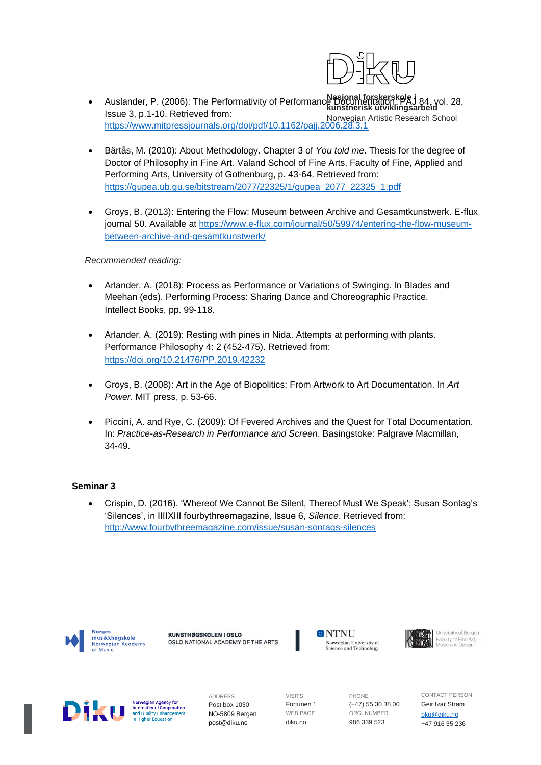- Auslander, P. (2006): The Performativity of Performance Documentation. PAJ 84, vol. 28, Issue 3, p.1-10. Retrieved from: https://www.mitpressjournals.org/doi/pdf/10.1162/pajj.2006.28.3.1

- Bärtås, M. (2010): About Methodology. Chapter 3 of *You told me*. Thesis for the degree of Doctor of Philosophy in Fine Art. Valand School of Fine Arts, Faculty of Fine, Applied and Performing Arts, University of Gothenburg, p. 43-64. Retrieved from: https://gupea.ub.gu.se/bitstream/2077/22325/1/gupea_2077_22325_1.pdf

- Groys, B. (2013): Entering the Flow: Museum between Archive and Gesamtkunstwerk. E-flux journal 50. Available at https://www.e-flux.com/journal/50/59974/entering-the-flow-museum-between-archive-and-gesamtkunstwerk/

*Recommended reading:*

- Arlander. A. (2018): Process as Performance or Variations of Swinging. In Blades and Meehan (eds). Performing Process: Sharing Dance and Choreographic Practice. Intellect Books, pp. 99-118.

- Arlander. A. (2019): Resting with pines in Nida. Attempts at performing with plants. Performance Philosophy 4: 2 (452-475). Retrieved from: https://doi.org/10.21476/PP.2019.42232

- Groys, B. (2008): Art in the Age of Biopolitics: From Artwork to Art Documentation. In *Art Power*. MIT press, p. 53-66.

- Piccini, A. and Rye, C. (2009): Of Fevered Archives and the Quest for Total Documentation. In: *Practice-as-Research in Performance and Screen*. Basingstoke: Palgrave Macmillan, 34-49.

**Seminar 3**

- Crispin, D. (2016). 'Whereof We Cannot Be Silent, Thereof Must We Speak'; Susan Sontag's 'Silences', in IIIIXIII fourbythreemagazine, Issue 6, *Silence*. Retrieved from: http://www.fourbythreemagazine.com/issue/susan-sontags-silences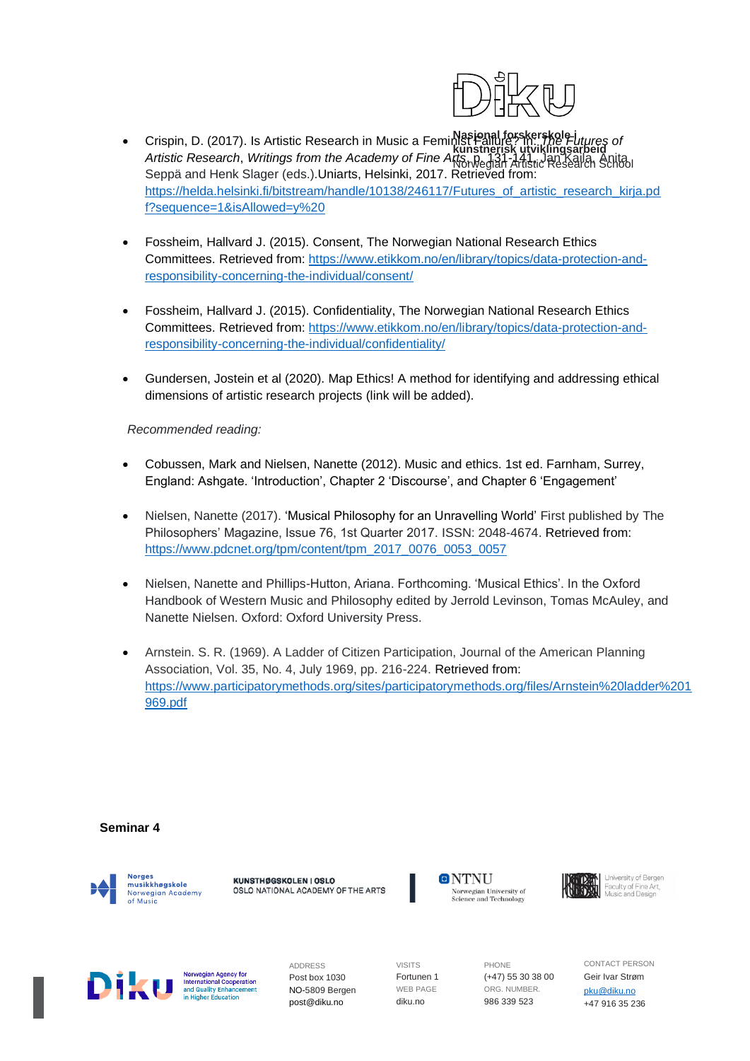- Crispin, D. (2017). Is Artistic Research in Music a Feminist Failure? In: *The Futures of Artistic Research*, *Writings from the Academy of Fine Arts*, p. 131-141. Jan Kaila, Anita Seppä and Henk Slager (eds.).Uniarts, Helsinki, 2017. Retrieved from: https://helda.helsinki.fi/bitstream/handle/10138/246117/Futures_of_artistic_research_kirja.pdf?sequence=1&isAllowed=y%20

- Fossheim, Hallvard J. (2015). Consent, The Norwegian National Research Ethics Committees. Retrieved from: https://www.etikkom.no/en/library/topics/data-protection-and-responsibility-concerning-the-individual/consent/

- Fossheim, Hallvard J. (2015). Confidentiality, The Norwegian National Research Ethics Committees. Retrieved from: https://www.etikkom.no/en/library/topics/data-protection-and-responsibility-concerning-the-individual/confidentiality/

- Gundersen, Jostein et al (2020). Map Ethics! A method for identifying and addressing ethical dimensions of artistic research projects (link will be added).

*Recommended reading:*

- Cobussen, Mark and Nielsen, Nanette (2012). Music and ethics. 1st ed. Farnham, Surrey, England: Ashgate. 'Introduction', Chapter 2 'Discourse', and Chapter 6 'Engagement'

- Nielsen, Nanette (2017). 'Musical Philosophy for an Unravelling World' First published by The Philosophers' Magazine, Issue 76, 1st Quarter 2017. ISSN: 2048-4674. Retrieved from: https://www.pdcnet.org/tpm/content/tpm_2017_0076_0053_0057

- Nielsen, Nanette and Phillips-Hutton, Ariana. Forthcoming. 'Musical Ethics'. In the Oxford Handbook of Western Music and Philosophy edited by Jerrold Levinson, Tomas McAuley, and Nanette Nielsen. Oxford: Oxford University Press.

- Arnstein. S. R. (1969). A Ladder of Citizen Participation, Journal of the American Planning Association, Vol. 35, No. 4, July 1969, pp. 216-224. Retrieved from: https://www.participatorymethods.org/sites/participatorymethods.org/files/Arnstein%20ladder%201969.pdf

**Seminar 4**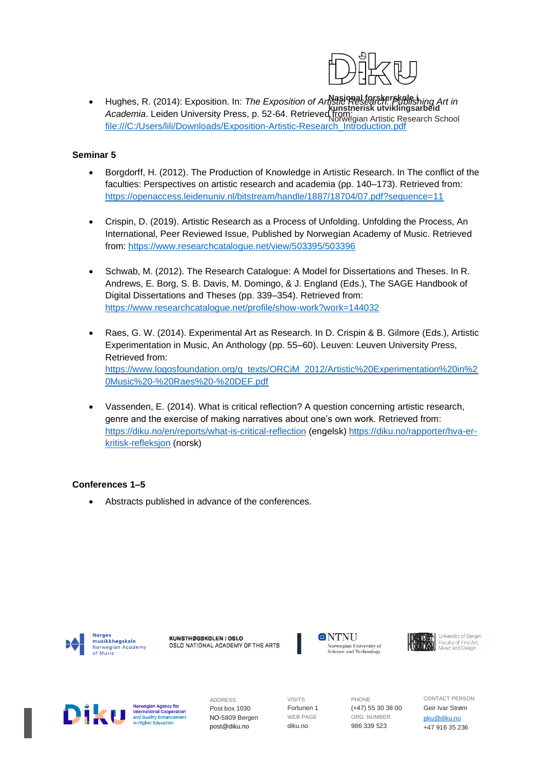- Hughes, R. (2014): Exposition. In: *The Exposition of Artistic Research: Publishing Art in Academia*. Leiden University Press, p. 52-64. Retrieved from: file:///C:/Users/lili/Downloads/Exposition-Artistic-Research_Introduction.pdf

**Seminar 5**

- Borgdorff, H. (2012). The Production of Knowledge in Artistic Research. In The conflict of the faculties: Perspectives on artistic research and academia (pp. 140–173). Retrieved from: https://openaccess.leidenuniv.nl/bitstream/handle/1887/18704/07.pdf?sequence=11

- Crispin, D. (2019). Artistic Research as a Process of Unfolding. Unfolding the Process, An International, Peer Reviewed Issue, Published by Norwegian Academy of Music. Retrieved from: https://www.researchcatalogue.net/view/503395/503396

- Schwab, M. (2012). The Research Catalogue: A Model for Dissertations and Theses. In R. Andrews, E. Borg, S. B. Davis, M. Domingo, & J. England (Eds.), The SAGE Handbook of Digital Dissertations and Theses (pp. 339–354). Retrieved from: https://www.researchcatalogue.net/profile/show-work?work=144032

- Raes, G. W. (2014). Experimental Art as Research. In D. Crispin & B. Gilmore (Eds.), Artistic Experimentation in Music, An Anthology (pp. 55–60). Leuven: Leuven University Press, Retrieved from: https://www.logosfoundation.org/g_texts/ORCiM_2012/Artistic%20Experimentation%20in%20Music%20-%20Raes%20-%20DEF.pdf

- Vassenden, E. (2014). What is critical reflection? A question concerning artistic research, genre and the exercise of making narratives about one's own work. Retrieved from: https://diku.no/en/reports/what-is-critical-reflection (engelsk) https://diku.no/rapporter/hva-er-kritisk-refleksjon (norsk)

**Conferences 1–5**

- Abstracts published in advance of the conferences.